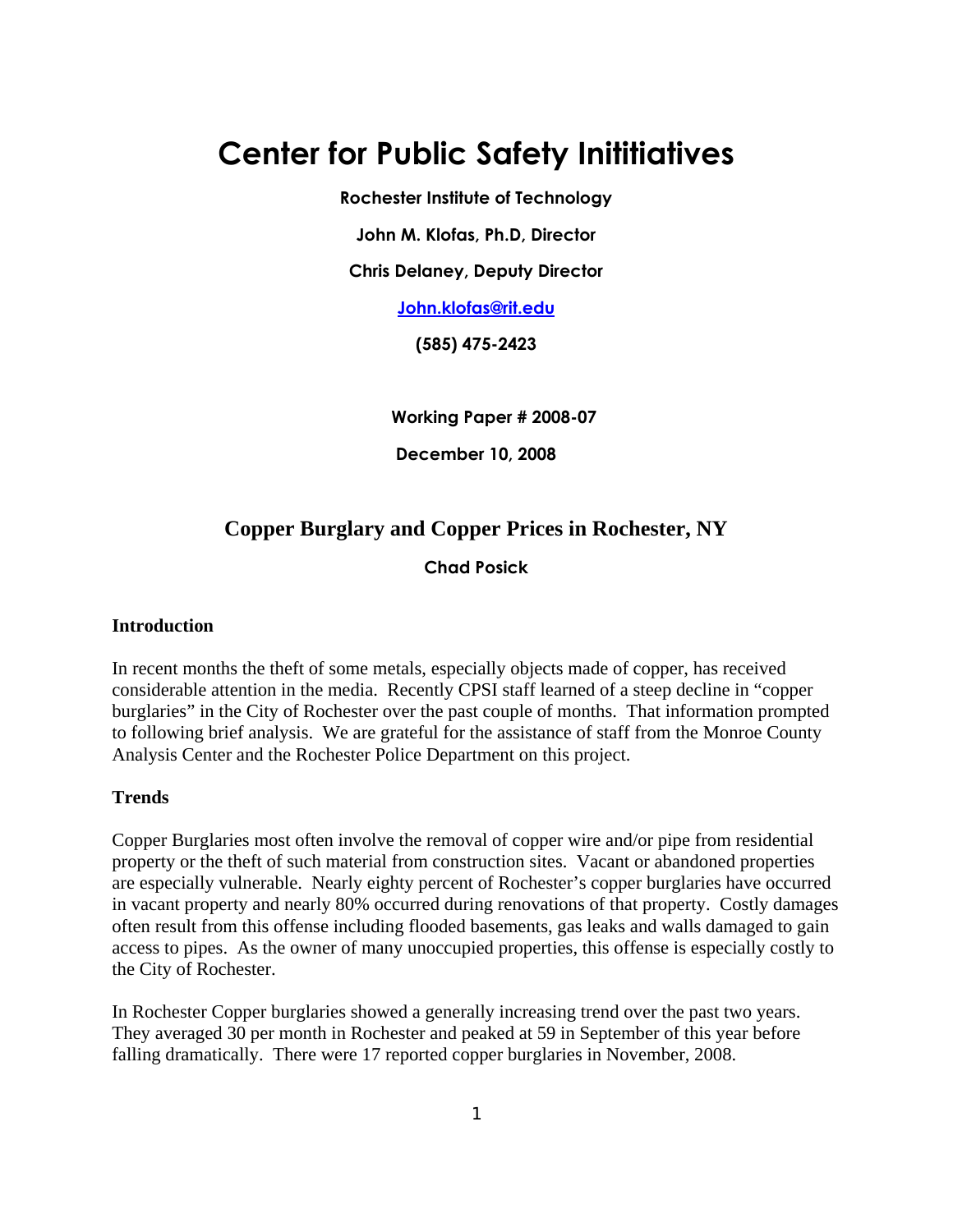# Center for Public Safety Inititiatives

**Rochester Institute of Technology**

**John M. Klofas, Ph.D, Director**

**Chris Delaney, Deputy Director**

**John.klofas@rit.edu**

**(585) 475-2423**

**Working Paper # 2008-07**

**December 10, 2008**

## Copper Burglary and Copper Prices in Rochester, NY

**Chad Posick**

### Introduction

In recent months the theft of some metals, especially objects made of copper, has received considerable attention in the media. Recently CPSI staff learned of a steep decline in "copper burglaries" in the City of Rochester over the past couple of months. That information prompted to following brief analysis. We are grateful for the assistance of staff from the Monroe County Analysis Center and the Rochester Police Department on this project.

### Trends

Copper Burglaries most often involve the removal of copper wire and/or pipe from residential property or the theft of such material from construction sites. Vacant or abandoned properties are especially vulnerable. Nearly eighty percent of Rochester's copper burglaries have occurred in vacant property and nearly 80% occurred during renovations of that property. Costly damages often result from this offense including flooded basements, gas leaks and walls damaged to gain access to pipes. As the owner of many unoccupied properties, this offense is especially costly to the City of Rochester.

In Rochester Copper burglaries showed a generally increasing trend over the past two years. They averaged 30 per month in Rochester and peaked at 59 in September of this year before falling dramatically. There were 17 reported copper burglaries in November, 2008.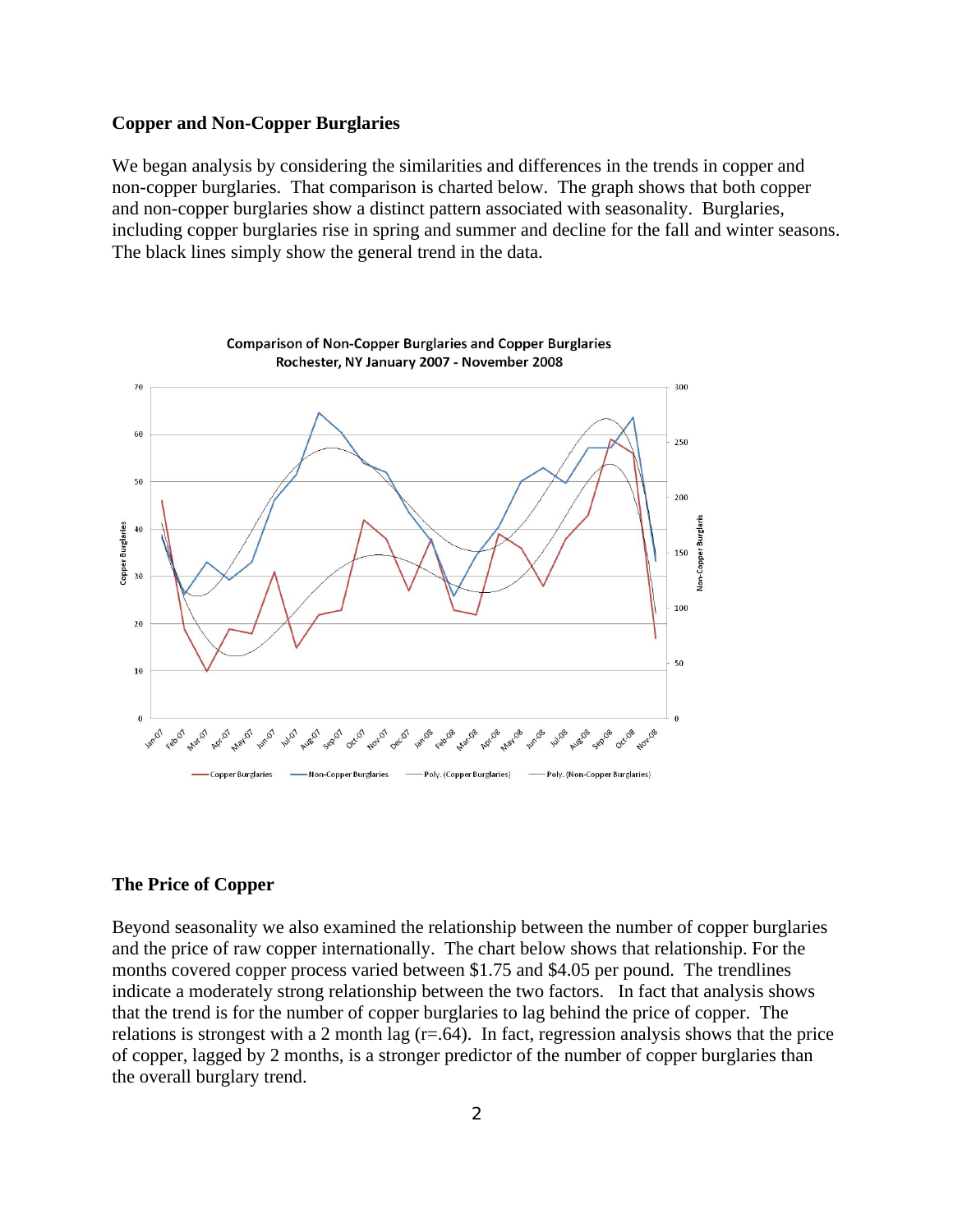## Copper and Non-Copper Burglaries

We began analysis by considering the similarities and differences in the trends in copper and non-copper burglaries. That comparison is charted below. The graph shows that both copper and non-copper burglaries show a distinct pattern associated with seasonality. Burglaries, including copper burglaries rise in spring and summer and decline for the fall and winter seasons. The black lines simply show the general trend in the data.

Comparison of Non-Copper Burglaries and Copper Burglaries
Rochester, NY January 2007 - November 2008

## The Price of Copper

Beyond seasonality we also examined the relationship between the number of copper burglaries and the price of raw copper internationally. The chart below shows that relationship. For the months covered copper process varied between $1.75 and $4.05 per pound. The trendlines indicate a moderately strong relationship between the two factors. In fact that analysis shows that the trend is for the number of copper burglaries to lag behind the price of copper. The relations is strongest with a 2 month lag (r=.64). In fact, regression analysis shows that the price of copper, lagged by 2 months, is a stronger predictor of the number of copper burglaries than the overall burglary trend.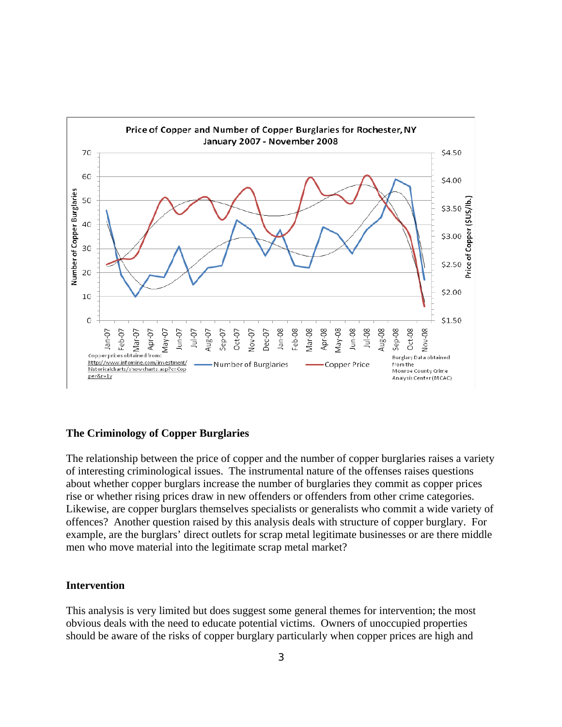## The Criminology of Copper Burglaries

The relationship between the price of copper and the number of copper burglaries raises a variety of interesting criminological issues. The instrumental nature of the offenses raises questions about whether copper burglars increase the number of burglaries they commit as copper prices rise or whether rising prices draw in new offenders or offenders from other crime categories. Likewise, are copper burglars themselves specialists or generalists who commit a wide variety of offences? Another question raised by this analysis deals with structure of copper burglary. For example, are the burglars' direct outlets for scrap metal legitimate businesses or are there middle men who move material into the legitimate scrap metal market?

## Intervention

This analysis is very limited but does suggest some general themes for intervention; the most obvious deals with the need to educate potential victims. Owners of unoccupied properties should be aware of the risks of copper burglary particularly when copper prices are high and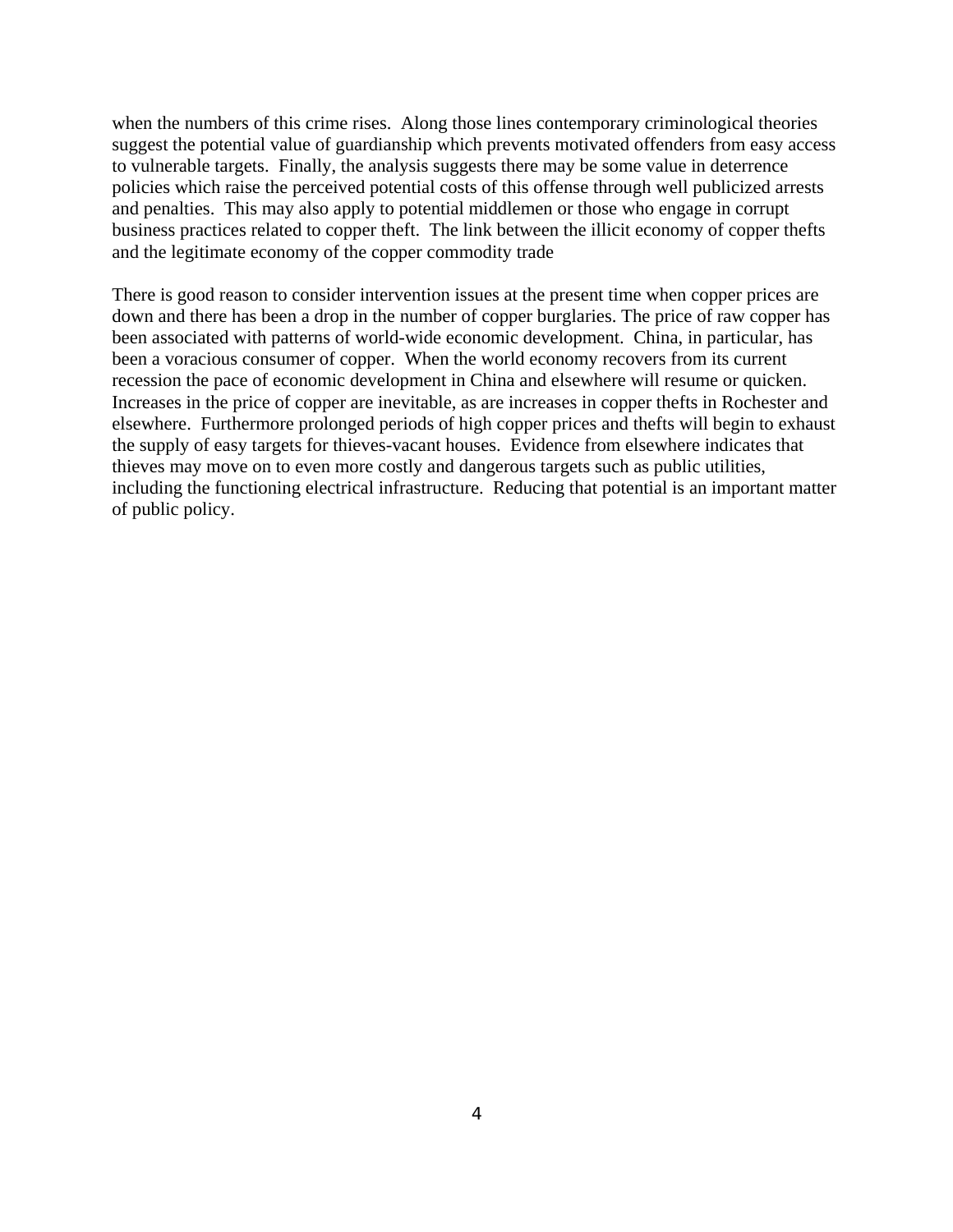when the numbers of this crime rises. Along those lines contemporary criminological theories suggest the potential value of guardianship which prevents motivated offenders from easy access to vulnerable targets. Finally, the analysis suggests there may be some value in deterrence policies which raise the perceived potential costs of this offense through well publicized arrests and penalties. This may also apply to potential middlemen or those who engage in corrupt business practices related to copper theft. The link between the illicit economy of copper thefts and the legitimate economy of the copper commodity trade

There is good reason to consider intervention issues at the present time when copper prices are down and there has been a drop in the number of copper burglaries. The price of raw copper has been associated with patterns of world-wide economic development. China, in particular, has been a voracious consumer of copper. When the world economy recovers from its current recession the pace of economic development in China and elsewhere will resume or quicken. Increases in the price of copper are inevitable, as are increases in copper thefts in Rochester and elsewhere. Furthermore prolonged periods of high copper prices and thefts will begin to exhaust the supply of easy targets for thieves-vacant houses. Evidence from elsewhere indicates that thieves may move on to even more costly and dangerous targets such as public utilities, including the functioning electrical infrastructure. Reducing that potential is an important matter of public policy.